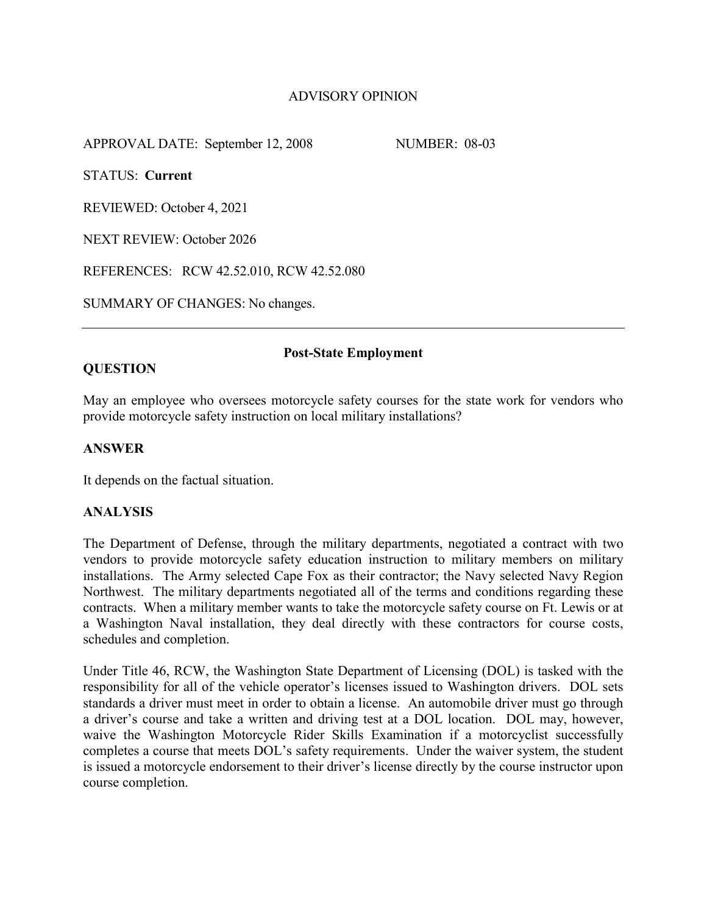# ADVISORY OPINION

APPROVAL DATE: September 12, 2008 NUMBER: 08-03

STATUS: **Current**

REVIEWED: October 4, 2021

NEXT REVIEW: October 2026

REFERENCES: RCW 42.52.010, RCW 42.52.080

SUMMARY OF CHANGES: No changes.

---

## Post-State Employment

### QUESTION

May an employee who oversees motorcycle safety courses for the state work for vendors who provide motorcycle safety instruction on local military installations?

### ANSWER

It depends on the factual situation.

### ANALYSIS

The Department of Defense, through the military departments, negotiated a contract with two vendors to provide motorcycle safety education instruction to military members on military installations. The Army selected Cape Fox as their contractor; the Navy selected Navy Region Northwest. The military departments negotiated all of the terms and conditions regarding these contracts. When a military member wants to take the motorcycle safety course on Ft. Lewis or at a Washington Naval installation, they deal directly with these contractors for course costs, schedules and completion.

Under Title 46, RCW, the Washington State Department of Licensing (DOL) is tasked with the responsibility for all of the vehicle operator's licenses issued to Washington drivers. DOL sets standards a driver must meet in order to obtain a license. An automobile driver must go through a driver's course and take a written and driving test at a DOL location. DOL may, however, waive the Washington Motorcycle Rider Skills Examination if a motorcyclist successfully completes a course that meets DOL's safety requirements. Under the waiver system, the student is issued a motorcycle endorsement to their driver's license directly by the course instructor upon course completion.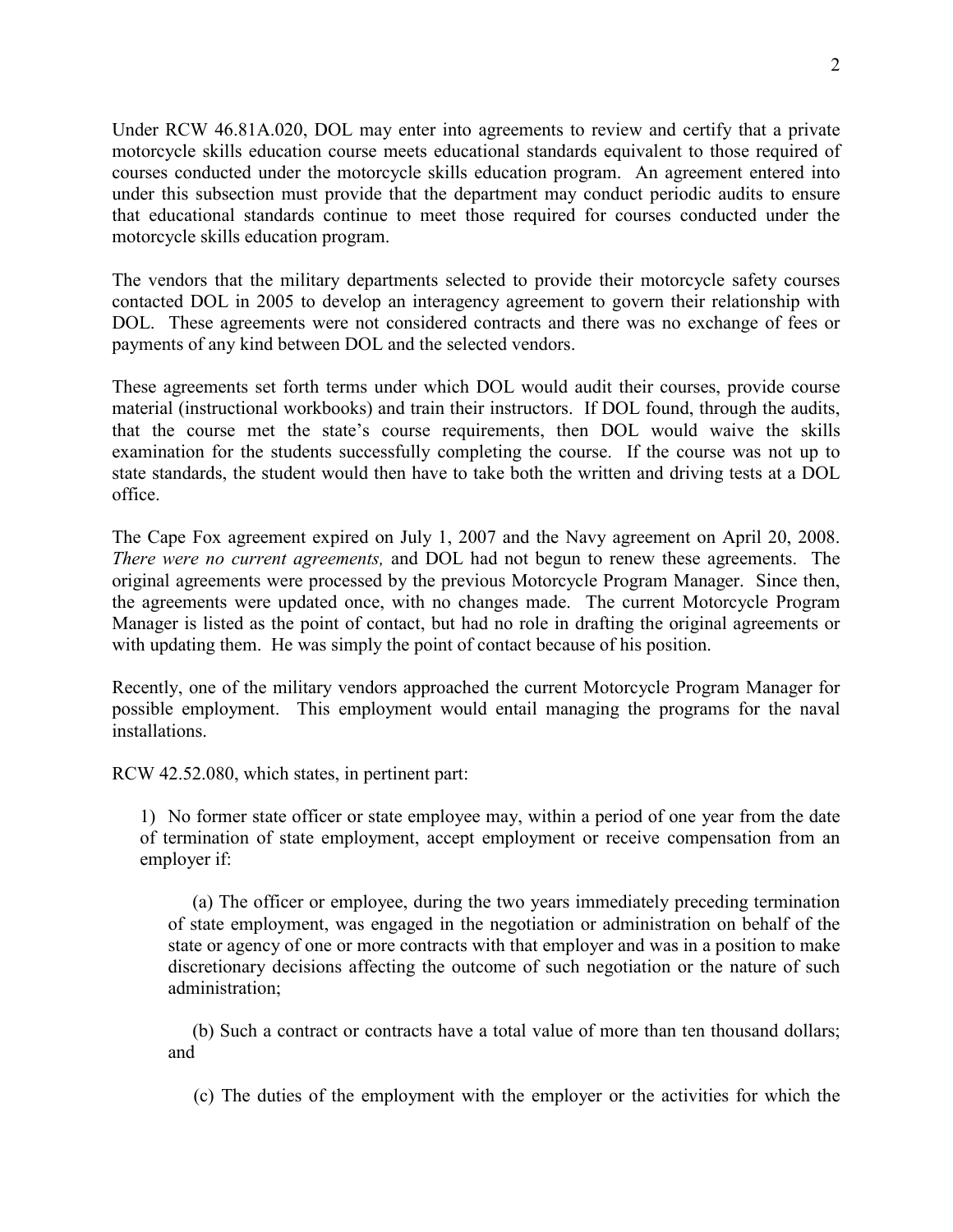Under RCW 46.81A.020, DOL may enter into agreements to review and certify that a private motorcycle skills education course meets educational standards equivalent to those required of courses conducted under the motorcycle skills education program. An agreement entered into under this subsection must provide that the department may conduct periodic audits to ensure that educational standards continue to meet those required for courses conducted under the motorcycle skills education program.

The vendors that the military departments selected to provide their motorcycle safety courses contacted DOL in 2005 to develop an interagency agreement to govern their relationship with DOL. These agreements were not considered contracts and there was no exchange of fees or payments of any kind between DOL and the selected vendors.

These agreements set forth terms under which DOL would audit their courses, provide course material (instructional workbooks) and train their instructors. If DOL found, through the audits, that the course met the state's course requirements, then DOL would waive the skills examination for the students successfully completing the course. If the course was not up to state standards, the student would then have to take both the written and driving tests at a DOL office.

The Cape Fox agreement expired on July 1, 2007 and the Navy agreement on April 20, 2008. *There were no current agreements,* and DOL had not begun to renew these agreements. The original agreements were processed by the previous Motorcycle Program Manager. Since then, the agreements were updated once, with no changes made. The current Motorcycle Program Manager is listed as the point of contact, but had no role in drafting the original agreements or with updating them. He was simply the point of contact because of his position.

Recently, one of the military vendors approached the current Motorcycle Program Manager for possible employment. This employment would entail managing the programs for the naval installations.

RCW 42.52.080, which states, in pertinent part:

> 1) No former state officer or state employee may, within a period of one year from the date of termination of state employment, accept employment or receive compensation from an employer if:
>
> (a) The officer or employee, during the two years immediately preceding termination of state employment, was engaged in the negotiation or administration on behalf of the state or agency of one or more contracts with that employer and was in a position to make discretionary decisions affecting the outcome of such negotiation or the nature of such administration;
>
> (b) Such a contract or contracts have a total value of more than ten thousand dollars; and
>
> (c) The duties of the employment with the employer or the activities for which the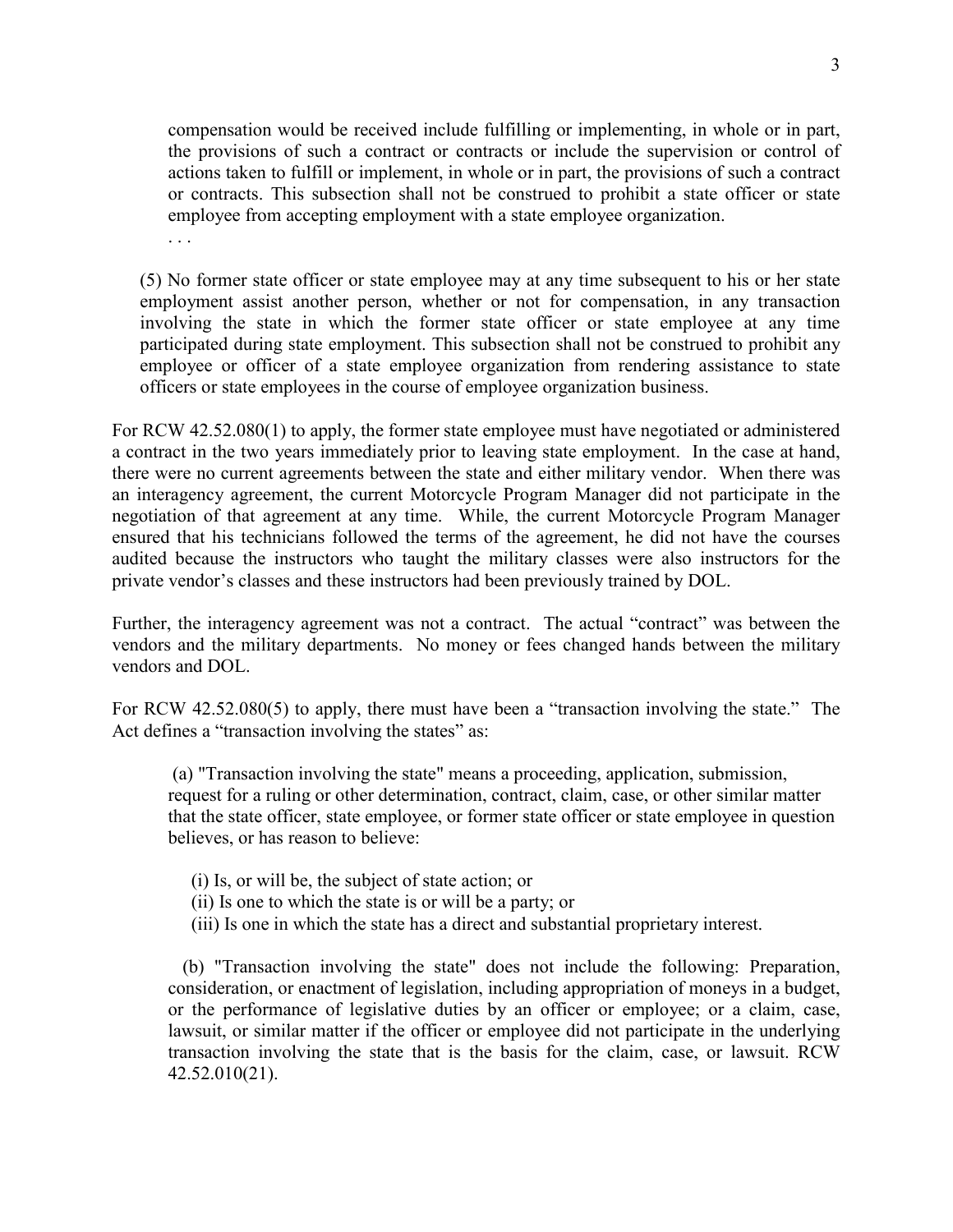compensation would be received include fulfilling or implementing, in whole or in part, the provisions of such a contract or contracts or include the supervision or control of actions taken to fulfill or implement, in whole or in part, the provisions of such a contract or contracts. This subsection shall not be construed to prohibit a state officer or state employee from accepting employment with a state employee organization.

. . .

(5) No former state officer or state employee may at any time subsequent to his or her state employment assist another person, whether or not for compensation, in any transaction involving the state in which the former state officer or state employee at any time participated during state employment. This subsection shall not be construed to prohibit any employee or officer of a state employee organization from rendering assistance to state officers or state employees in the course of employee organization business.

For RCW 42.52.080(1) to apply, the former state employee must have negotiated or administered a contract in the two years immediately prior to leaving state employment. In the case at hand, there were no current agreements between the state and either military vendor. When there was an interagency agreement, the current Motorcycle Program Manager did not participate in the negotiation of that agreement at any time. While, the current Motorcycle Program Manager ensured that his technicians followed the terms of the agreement, he did not have the courses audited because the instructors who taught the military classes were also instructors for the private vendor's classes and these instructors had been previously trained by DOL.

Further, the interagency agreement was not a contract. The actual "contract" was between the vendors and the military departments. No money or fees changed hands between the military vendors and DOL.

For RCW 42.52.080(5) to apply, there must have been a "transaction involving the state." The Act defines a "transaction involving the states" as:

(a) "Transaction involving the state" means a proceeding, application, submission, request for a ruling or other determination, contract, claim, case, or other similar matter that the state officer, state employee, or former state officer or state employee in question believes, or has reason to believe:

(i) Is, or will be, the subject of state action; or
(ii) Is one to which the state is or will be a party; or
(iii) Is one in which the state has a direct and substantial proprietary interest.

(b) "Transaction involving the state" does not include the following: Preparation, consideration, or enactment of legislation, including appropriation of moneys in a budget, or the performance of legislative duties by an officer or employee; or a claim, case, lawsuit, or similar matter if the officer or employee did not participate in the underlying transaction involving the state that is the basis for the claim, case, or lawsuit. RCW 42.52.010(21).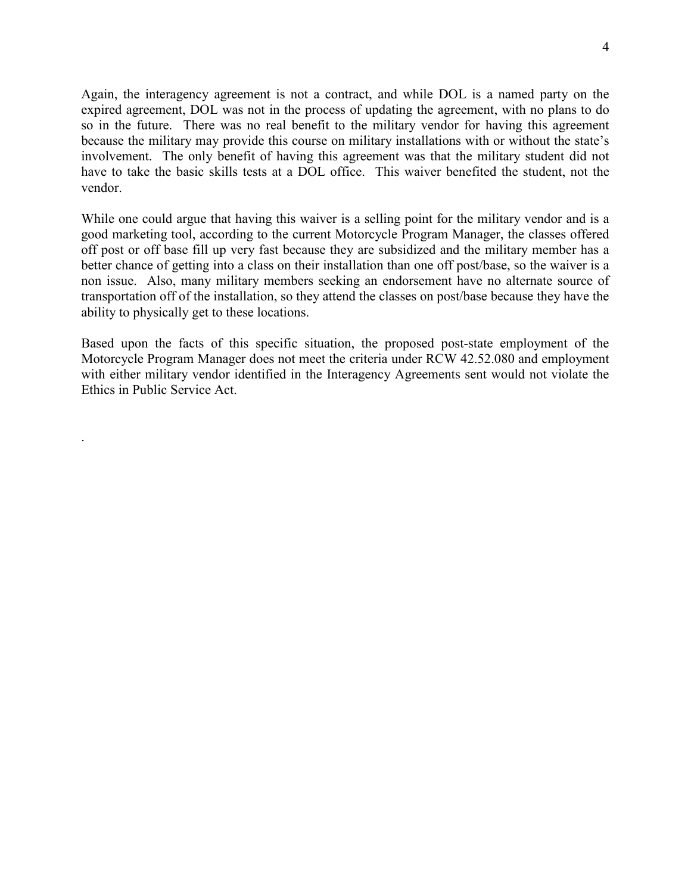Again, the interagency agreement is not a contract, and while DOL is a named party on the expired agreement, DOL was not in the process of updating the agreement, with no plans to do so in the future. There was no real benefit to the military vendor for having this agreement because the military may provide this course on military installations with or without the state's involvement. The only benefit of having this agreement was that the military student did not have to take the basic skills tests at a DOL office. This waiver benefited the student, not the vendor.

While one could argue that having this waiver is a selling point for the military vendor and is a good marketing tool, according to the current Motorcycle Program Manager, the classes offered off post or off base fill up very fast because they are subsidized and the military member has a better chance of getting into a class on their installation than one off post/base, so the waiver is a non issue. Also, many military members seeking an endorsement have no alternate source of transportation off of the installation, so they attend the classes on post/base because they have the ability to physically get to these locations.

Based upon the facts of this specific situation, the proposed post-state employment of the Motorcycle Program Manager does not meet the criteria under RCW 42.52.080 and employment with either military vendor identified in the Interagency Agreements sent would not violate the Ethics in Public Service Act.

.